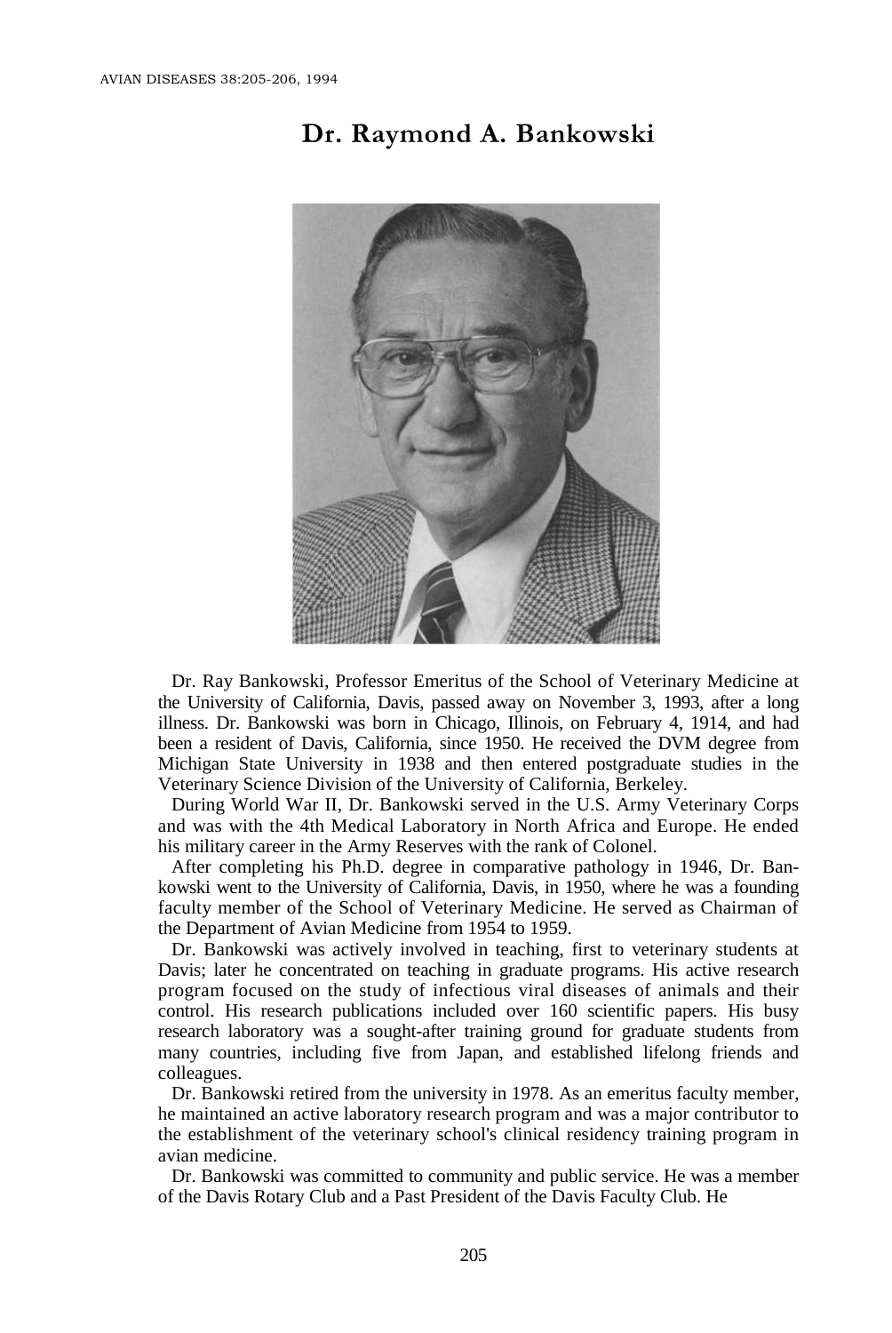# Dr. Raymond A. Bankowski

Dr. Ray Bankowski, Professor Emeritus of the School of Veterinary Medicine at the University of California, Davis, passed away on November 3, 1993, after a long illness. Dr. Bankowski was born in Chicago, Illinois, on February 4, 1914, and had been a resident of Davis, California, since 1950. He received the DVM degree from Michigan State University in 1938 and then entered postgraduate studies in the Veterinary Science Division of the University of California, Berkeley.

During World War II, Dr. Bankowski served in the U.S. Army Veterinary Corps and was with the 4th Medical Laboratory in North Africa and Europe. He ended his military career in the Army Reserves with the rank of Colonel.

After completing his Ph.D. degree in comparative pathology in 1946, Dr. Bankowski went to the University of California, Davis, in 1950, where he was a founding faculty member of the School of Veterinary Medicine. He served as Chairman of the Department of Avian Medicine from 1954 to 1959.

Dr. Bankowski was actively involved in teaching, first to veterinary students at Davis; later he concentrated on teaching in graduate programs. His active research program focused on the study of infectious viral diseases of animals and their control. His research publications included over 160 scientific papers. His busy research laboratory was a sought-after training ground for graduate students from many countries, including five from Japan, and established lifelong friends and colleagues.

Dr. Bankowski retired from the university in 1978. As an emeritus faculty member, he maintained an active laboratory research program and was a major contributor to the establishment of the veterinary school's clinical residency training program in avian medicine.

Dr. Bankowski was committed to community and public service. He was a member of the Davis Rotary Club and a Past President of the Davis Faculty Club. He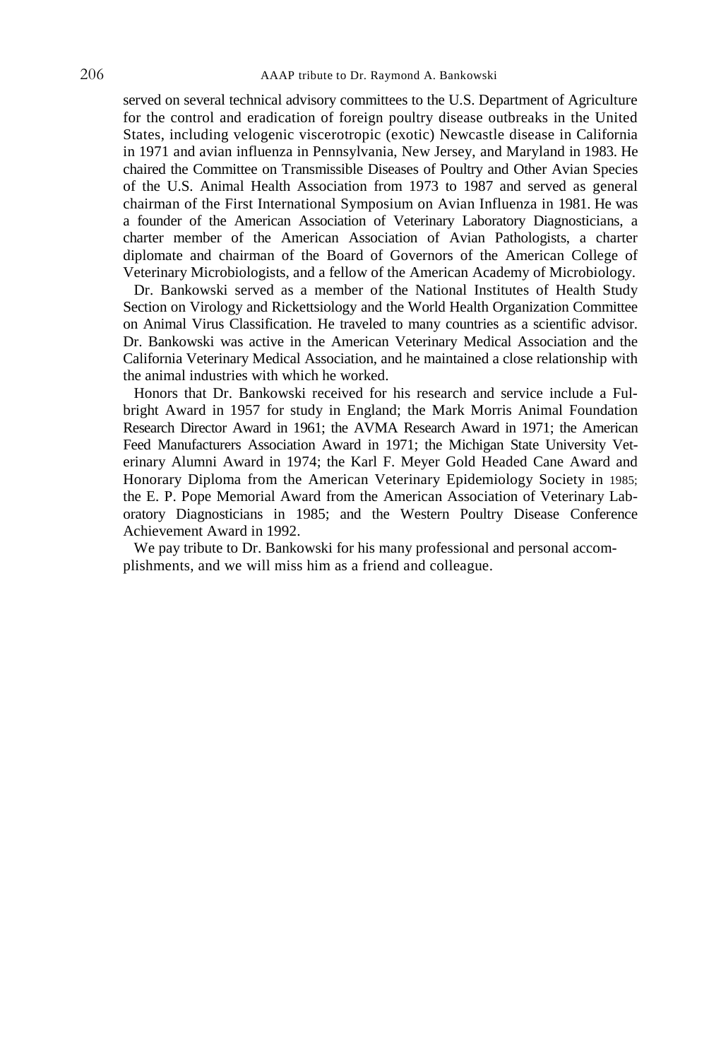served on several technical advisory committees to the U.S. Department of Agriculture for the control and eradication of foreign poultry disease outbreaks in the United States, including velogenic viscerotropic (exotic) Newcastle disease in California in 1971 and avian influenza in Pennsylvania, New Jersey, and Maryland in 1983. He chaired the Committee on Transmissible Diseases of Poultry and Other Avian Species of the U.S. Animal Health Association from 1973 to 1987 and served as general chairman of the First International Symposium on Avian Influenza in 1981. He was a founder of the American Association of Veterinary Laboratory Diagnosticians, a charter member of the American Association of Avian Pathologists, a charter diplomate and chairman of the Board of Governors of the American College of Veterinary Microbiologists, and a fellow of the American Academy of Microbiology.

Dr. Bankowski served as a member of the National Institutes of Health Study Section on Virology and Rickettsiology and the World Health Organization Committee on Animal Virus Classification. He traveled to many countries as a scientific advisor. Dr. Bankowski was active in the American Veterinary Medical Association and the California Veterinary Medical Association, and he maintained a close relationship with the animal industries with which he worked.

Honors that Dr. Bankowski received for his research and service include a Fulbright Award in 1957 for study in England; the Mark Morris Animal Foundation Research Director Award in 1961; the AVMA Research Award in 1971; the American Feed Manufacturers Association Award in 1971; the Michigan State University Veterinary Alumni Award in 1974; the Karl F. Meyer Gold Headed Cane Award and Honorary Diploma from the American Veterinary Epidemiology Society in 1985; the E. P. Pope Memorial Award from the American Association of Veterinary Laboratory Diagnosticians in 1985; and the Western Poultry Disease Conference Achievement Award in 1992.

We pay tribute to Dr. Bankowski for his many professional and personal accomplishments, and we will miss him as a friend and colleague.